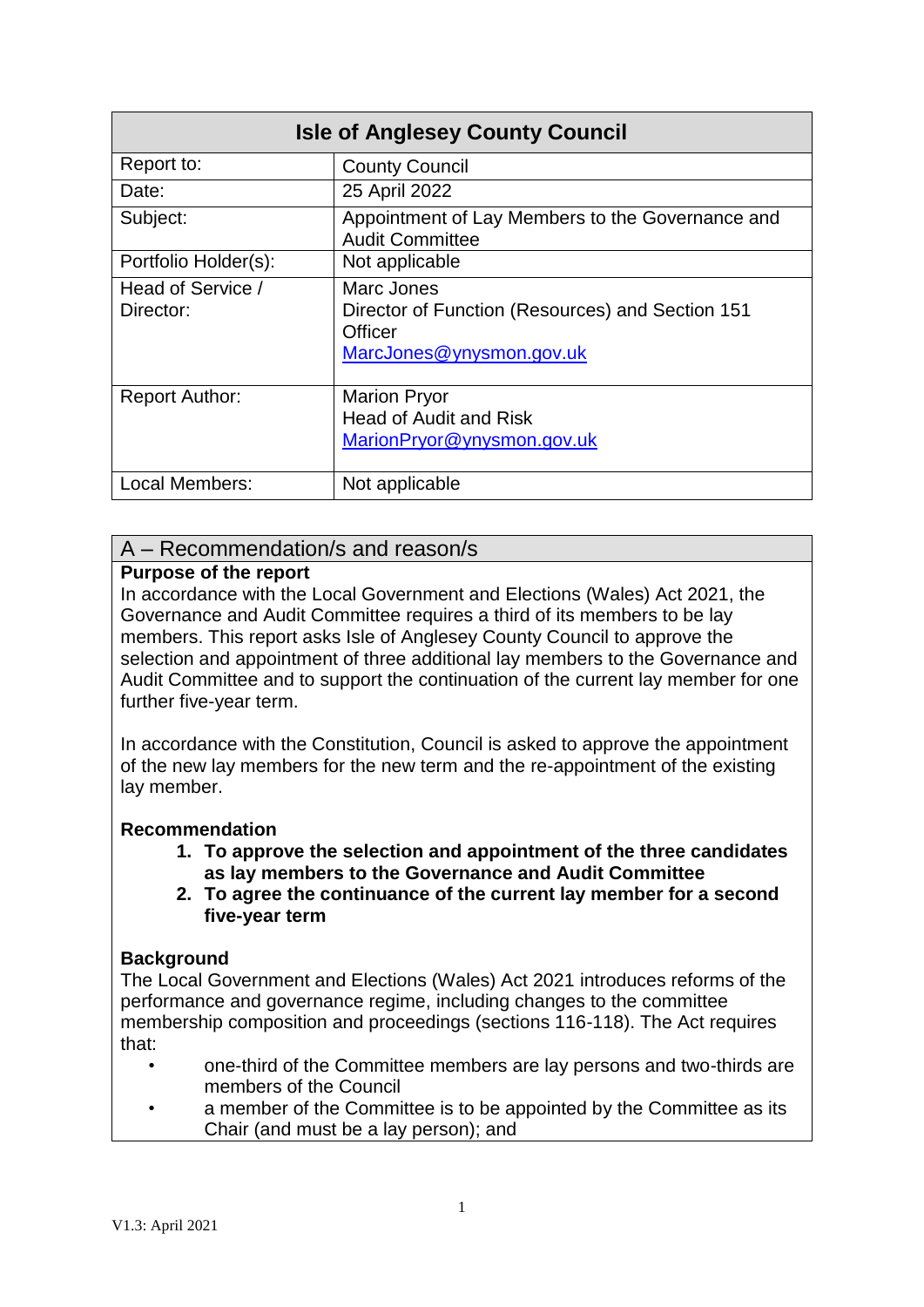| Isle of Anglesey County Council | |
|---|---|
| Report to: | County Council |
| Date: | 25 April 2022 |
| Subject: | Appointment of Lay Members to the Governance and Audit Committee |
| Portfolio Holder(s): | Not applicable |
| Head of Service / Director: | Marc Jones<br>Director of Function (Resources) and Section 151 Officer<br>MarcJones@ynysmon.gov.uk |
| Report Author: | Marion Pryor<br>Head of Audit and Risk<br>MarionPryor@ynysmon.gov.uk |
| Local Members: | Not applicable |

## A – Recommendation/s and reason/s

**Purpose of the report**

In accordance with the Local Government and Elections (Wales) Act 2021, the Governance and Audit Committee requires a third of its members to be lay members. This report asks Isle of Anglesey County Council to approve the selection and appointment of three additional lay members to the Governance and Audit Committee and to support the continuation of the current lay member for one further five-year term.

In accordance with the Constitution, Council is asked to approve the appointment of the new lay members for the new term and the re-appointment of the existing lay member.

**Recommendation**

1. **To approve the selection and appointment of the three candidates as lay members to the Governance and Audit Committee**
2. **To agree the continuance of the current lay member for a second five-year term**

**Background**

The Local Government and Elections (Wales) Act 2021 introduces reforms of the performance and governance regime, including changes to the committee membership composition and proceedings (sections 116-118). The Act requires that:

- one-third of the Committee members are lay persons and two-thirds are members of the Council
- a member of the Committee is to be appointed by the Committee as its Chair (and must be a lay person); and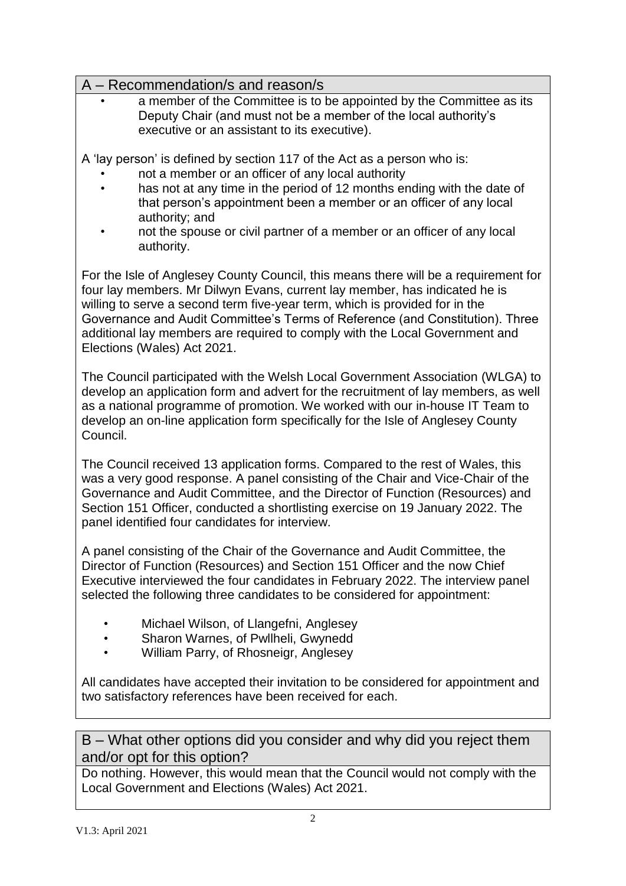## A – Recommendation/s and reason/s

- a member of the Committee is to be appointed by the Committee as its Deputy Chair (and must not be a member of the local authority's executive or an assistant to its executive).

A 'lay person' is defined by section 117 of the Act as a person who is:

- not a member or an officer of any local authority
- has not at any time in the period of 12 months ending with the date of that person's appointment been a member or an officer of any local authority; and
- not the spouse or civil partner of a member or an officer of any local authority.

For the Isle of Anglesey County Council, this means there will be a requirement for four lay members. Mr Dilwyn Evans, current lay member, has indicated he is willing to serve a second term five-year term, which is provided for in the Governance and Audit Committee's Terms of Reference (and Constitution). Three additional lay members are required to comply with the Local Government and Elections (Wales) Act 2021.

The Council participated with the Welsh Local Government Association (WLGA) to develop an application form and advert for the recruitment of lay members, as well as a national programme of promotion. We worked with our in-house IT Team to develop an on-line application form specifically for the Isle of Anglesey County Council.

The Council received 13 application forms. Compared to the rest of Wales, this was a very good response. A panel consisting of the Chair and Vice-Chair of the Governance and Audit Committee, and the Director of Function (Resources) and Section 151 Officer, conducted a shortlisting exercise on 19 January 2022. The panel identified four candidates for interview.

A panel consisting of the Chair of the Governance and Audit Committee, the Director of Function (Resources) and Section 151 Officer and the now Chief Executive interviewed the four candidates in February 2022. The interview panel selected the following three candidates to be considered for appointment:

- Michael Wilson, of Llangefni, Anglesey
- Sharon Warnes, of Pwllheli, Gwynedd
- William Parry, of Rhosneigr, Anglesey

All candidates have accepted their invitation to be considered for appointment and two satisfactory references have been received for each.

## B – What other options did you consider and why did you reject them and/or opt for this option?

Do nothing. However, this would mean that the Council would not comply with the Local Government and Elections (Wales) Act 2021.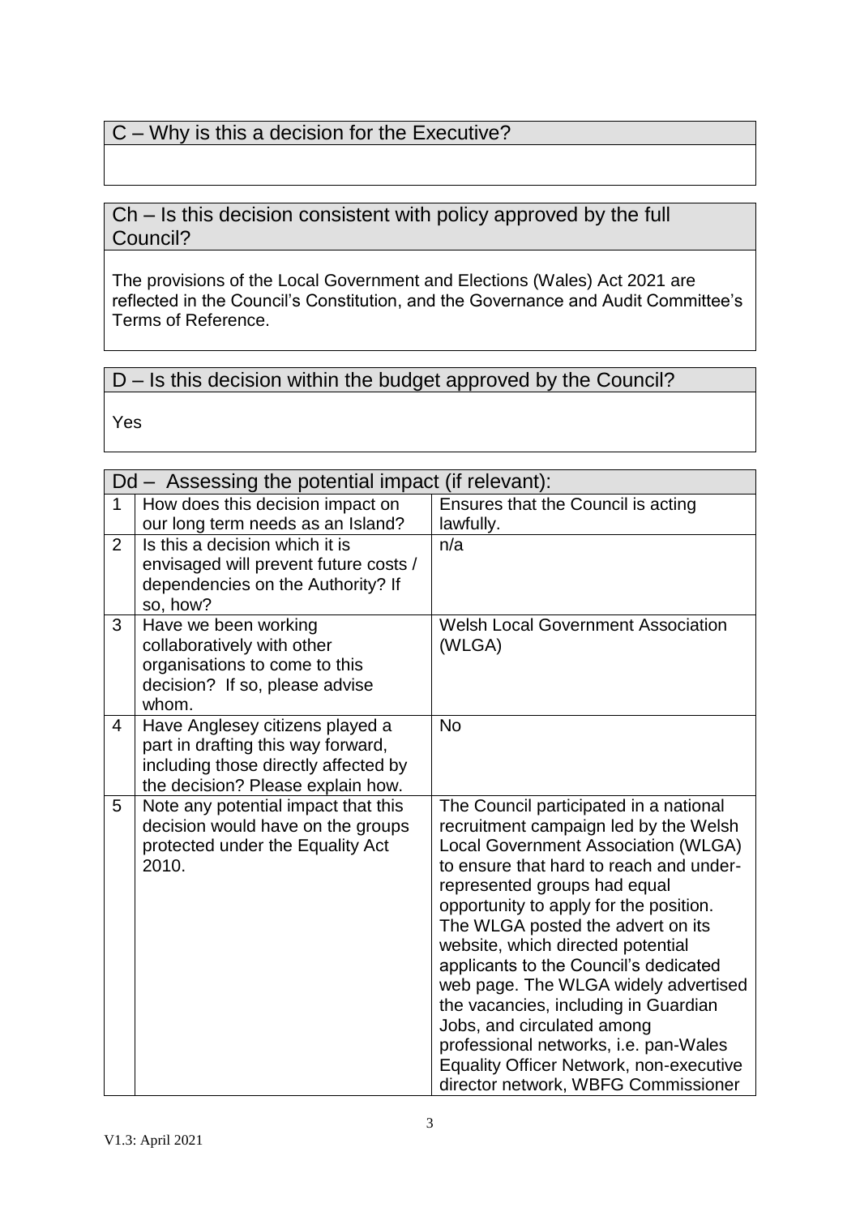## C – Why is this a decision for the Executive?

## Ch – Is this decision consistent with policy approved by the full Council?

The provisions of the Local Government and Elections (Wales) Act 2021 are reflected in the Council's Constitution, and the Governance and Audit Committee's Terms of Reference.

## D – Is this decision within the budget approved by the Council?

Yes

| Dd – Assessing the potential impact (if relevant): | | |
|---|---|---|
| 1 | How does this decision impact on our long term needs as an Island? | Ensures that the Council is acting lawfully. |
| 2 | Is this a decision which it is envisaged will prevent future costs / dependencies on the Authority? If so, how? | n/a |
| 3 | Have we been working collaboratively with other organisations to come to this decision? If so, please advise whom. | Welsh Local Government Association (WLGA) |
| 4 | Have Anglesey citizens played a part in drafting this way forward, including those directly affected by the decision? Please explain how. | No |
| 5 | Note any potential impact that this decision would have on the groups protected under the Equality Act 2010. | The Council participated in a national recruitment campaign led by the Welsh Local Government Association (WLGA) to ensure that hard to reach and under-represented groups had equal opportunity to apply for the position. The WLGA posted the advert on its website, which directed potential applicants to the Council's dedicated web page. The WLGA widely advertised the vacancies, including in Guardian Jobs, and circulated among professional networks, i.e. pan-Wales Equality Officer Network, non-executive director network, WBFG Commissioner |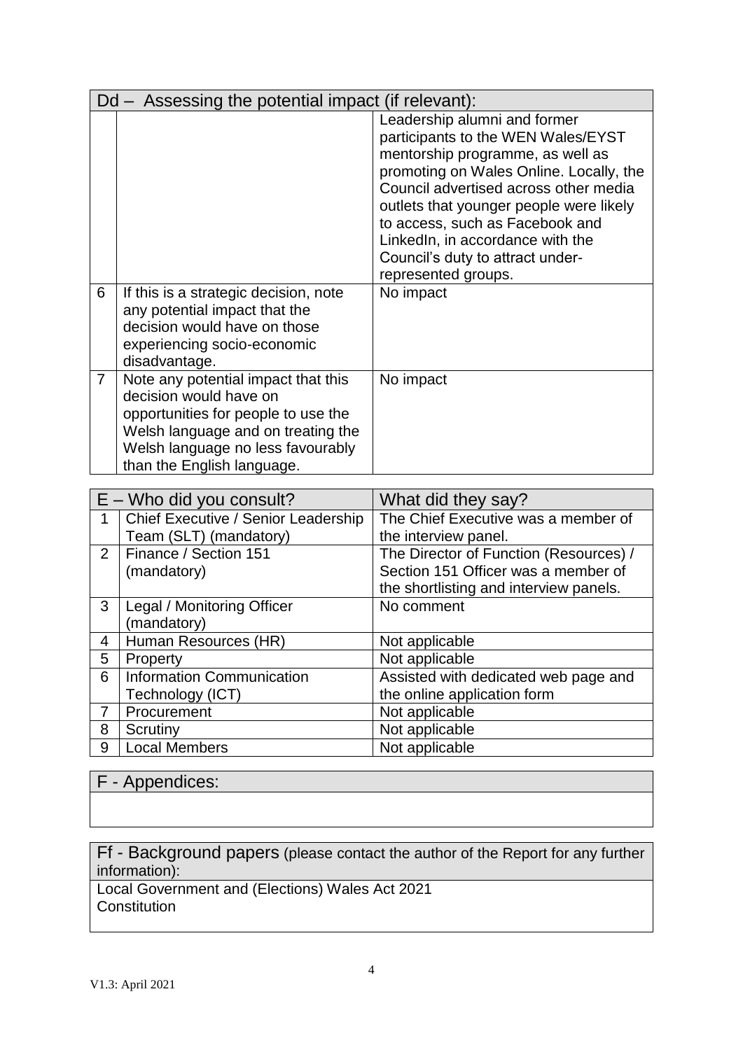| Dd – Assessing the potential impact (if relevant): | | |
|---|---|---|
| | | Leadership alumni and former participants to the WEN Wales/EYST mentorship programme, as well as promoting on Wales Online. Locally, the Council advertised across other media outlets that younger people were likely to access, such as Facebook and LinkedIn, in accordance with the Council's duty to attract under-represented groups. |
| 6 | If this is a strategic decision, note any potential impact that the decision would have on those experiencing socio-economic disadvantage. | No impact |
| 7 | Note any potential impact that this decision would have on opportunities for people to use the Welsh language and on treating the Welsh language no less favourably than the English language. | No impact |

| E – Who did you consult? | | What did they say? |
|---|---|---|
| 1 | Chief Executive / Senior Leadership Team (SLT) (mandatory) | The Chief Executive was a member of the interview panel. |
| 2 | Finance / Section 151 (mandatory) | The Director of Function (Resources) / Section 151 Officer was a member of the shortlisting and interview panels. |
| 3 | Legal / Monitoring Officer (mandatory) | No comment |
| 4 | Human Resources (HR) | Not applicable |
| 5 | Property | Not applicable |
| 6 | Information Communication Technology (ICT) | Assisted with dedicated web page and the online application form |
| 7 | Procurement | Not applicable |
| 8 | Scrutiny | Not applicable |
| 9 | Local Members | Not applicable |

## F - Appendices:

## Ff - Background papers (please contact the author of the Report for any further information):

Local Government and (Elections) Wales Act 2021
Constitution

V1.3: April 2021